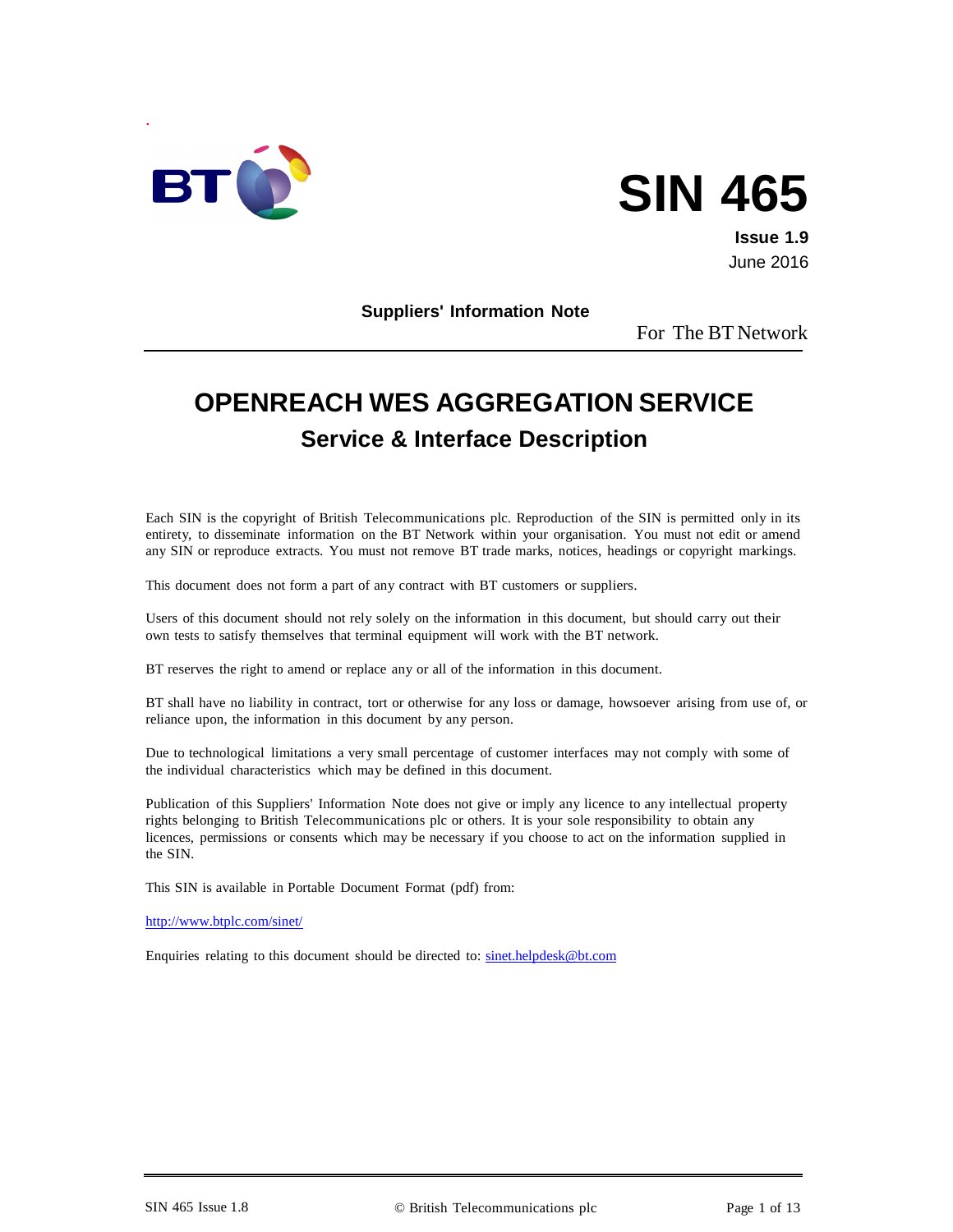# SIN 465

**Issue 1.9**
June 2016

**Suppliers' Information Note**

For The BT Network

# OPENREACH WES AGGREGATION SERVICE

## Service & Interface Description

Each SIN is the copyright of British Telecommunications plc. Reproduction of the SIN is permitted only in its entirety, to disseminate information on the BT Network within your organisation. You must not edit or amend any SIN or reproduce extracts. You must not remove BT trade marks, notices, headings or copyright markings.

This document does not form a part of any contract with BT customers or suppliers.

Users of this document should not rely solely on the information in this document, but should carry out their own tests to satisfy themselves that terminal equipment will work with the BT network.

BT reserves the right to amend or replace any or all of the information in this document.

BT shall have no liability in contract, tort or otherwise for any loss or damage, howsoever arising from use of, or reliance upon, the information in this document by any person.

Due to technological limitations a very small percentage of customer interfaces may not comply with some of the individual characteristics which may be defined in this document.

Publication of this Suppliers' Information Note does not give or imply any licence to any intellectual property rights belonging to British Telecommunications plc or others. It is your sole responsibility to obtain any licences, permissions or consents which may be necessary if you choose to act on the information supplied in the SIN.

This SIN is available in Portable Document Format (pdf) from:

http://www.btplc.com/sinet/

Enquiries relating to this document should be directed to: sinet.helpdesk@bt.com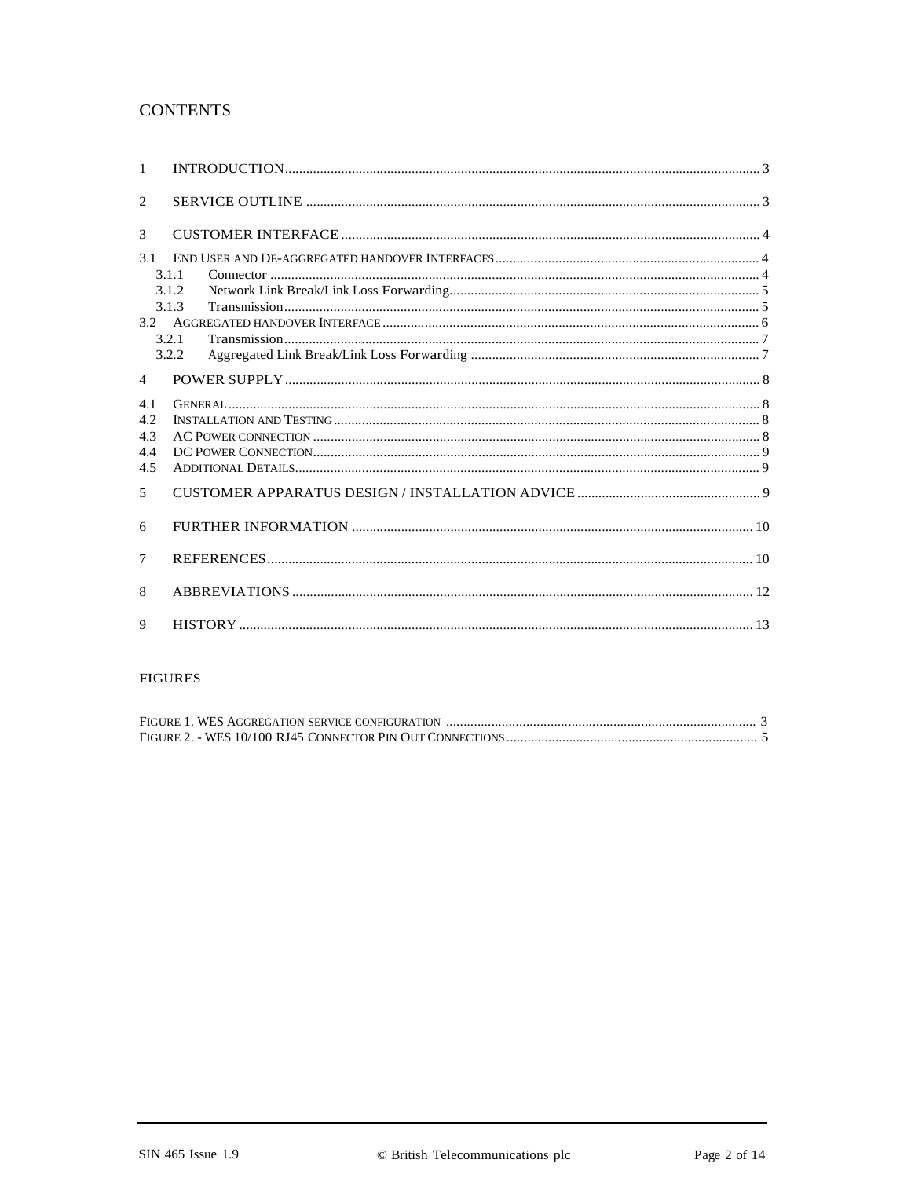# CONTENTS

1 INTRODUCTION ..... 3

2 SERVICE OUTLINE ..... 3

3 CUSTOMER INTERFACE ..... 4

3.1 END USER AND DE-AGGREGATED HANDOVER INTERFACES ..... 4
  3.1.1 Connector ..... 4
  3.1.2 Network Link Break/Link Loss Forwarding ..... 5
  3.1.3 Transmission ..... 5
3.2 AGGREGATED HANDOVER INTERFACE ..... 6
  3.2.1 Transmission ..... 7
  3.2.2 Aggregated Link Break/Link Loss Forwarding ..... 7

4 POWER SUPPLY ..... 8

4.1 GENERAL ..... 8
4.2 INSTALLATION AND TESTING ..... 8
4.3 AC POWER CONNECTION ..... 8
4.4 DC POWER CONNECTION ..... 9
4.5 ADDITIONAL DETAILS ..... 9

5 CUSTOMER APPARATUS DESIGN / INSTALLATION ADVICE ..... 9

6 FURTHER INFORMATION ..... 10

7 REFERENCES ..... 10

8 ABBREVIATIONS ..... 12

9 HISTORY ..... 13

## FIGURES

FIGURE 1. WES AGGREGATION SERVICE CONFIGURATION ..... 3
FIGURE 2. - WES 10/100 RJ45 CONNECTOR PIN OUT CONNECTIONS ..... 5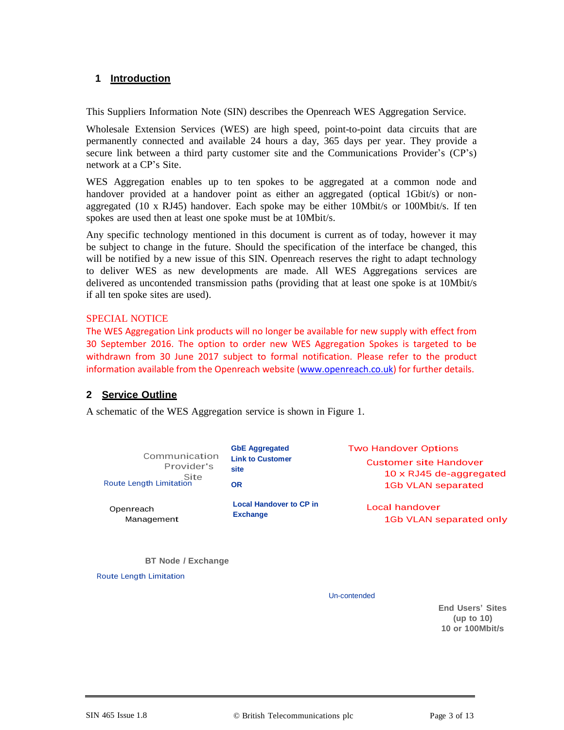## 1 Introduction

This Suppliers Information Note (SIN) describes the Openreach WES Aggregation Service.

Wholesale Extension Services (WES) are high speed, point-to-point data circuits that are permanently connected and available 24 hours a day, 365 days per year. They provide a secure link between a third party customer site and the Communications Provider's (CP's) network at a CP's Site.

WES Aggregation enables up to ten spokes to be aggregated at a common node and handover provided at a handover point as either an aggregated (optical 1Gbit/s) or non-aggregated (10 x RJ45) handover. Each spoke may be either 10Mbit/s or 100Mbit/s. If ten spokes are used then at least one spoke must be at 10Mbit/s.

Any specific technology mentioned in this document is current as of today, however it may be subject to change in the future. Should the specification of the interface be changed, this will be notified by a new issue of this SIN. Openreach reserves the right to adapt technology to deliver WES as new developments are made. All WES Aggregations services are delivered as uncontended transmission paths (providing that at least one spoke is at 10Mbit/s if all ten spoke sites are used).

SPECIAL NOTICE

The WES Aggregation Link products will no longer be available for new supply with effect from 30 September 2016. The option to order new WES Aggregation Spokes is targeted to be withdrawn from 30 June 2017 subject to formal notification. Please refer to the product information available from the Openreach website (www.openreach.co.uk) for further details.

## 2 Service Outline

A schematic of the WES Aggregation service is shown in Figure 1.

Communication Provider's Site

Route Length Limitation

GbE Aggregated Link to Customer site

OR

Local Handover to CP in Exchange

Two Handover Options

Customer site Handover
10 x RJ45 de-aggregated
1Gb VLAN separated

Local handover
1Gb VLAN separated only

Openreach Management

BT Node / Exchange

Route Length Limitation

Un-contended

End Users' Sites
(up to 10)
10 or 100Mbit/s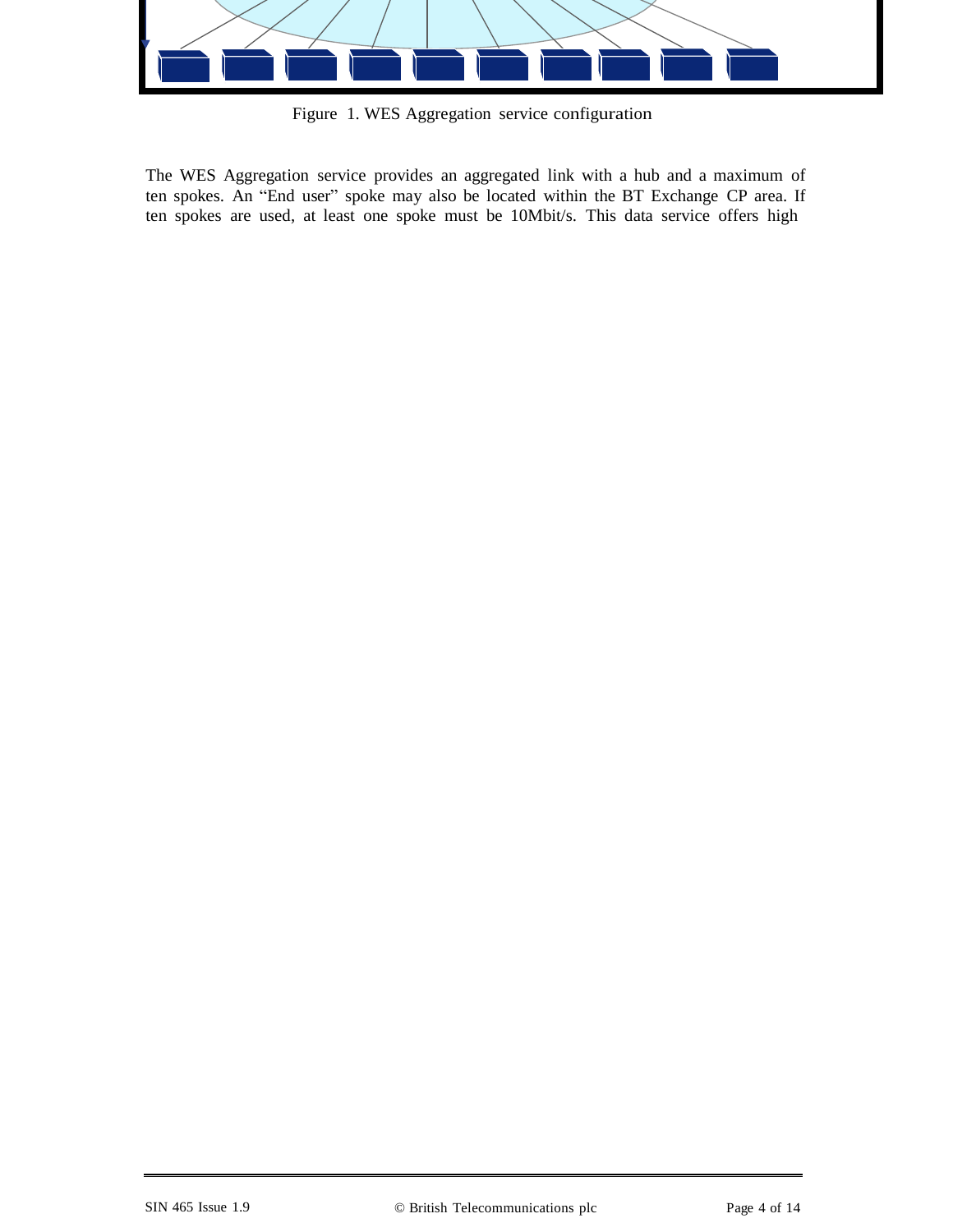Figure 1. WES Aggregation service configuration

The WES Aggregation service provides an aggregated link with a hub and a maximum of ten spokes. An “End user” spoke may also be located within the BT Exchange CP area. If ten spokes are used, at least one spoke must be 10Mbit/s. This data service offers high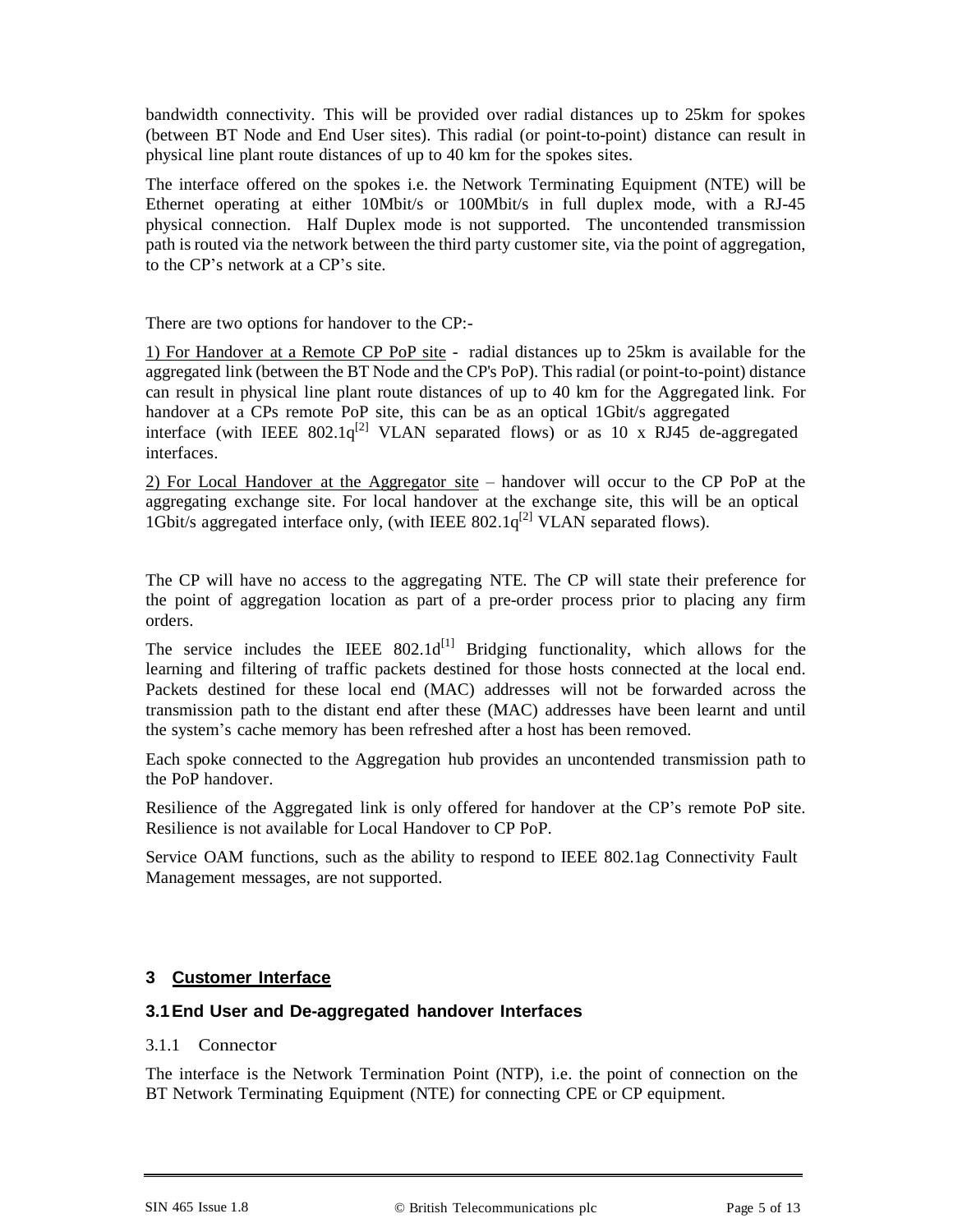bandwidth connectivity. This will be provided over radial distances up to 25km for spokes (between BT Node and End User sites). This radial (or point-to-point) distance can result in physical line plant route distances of up to 40 km for the spokes sites.

The interface offered on the spokes i.e. the Network Terminating Equipment (NTE) will be Ethernet operating at either 10Mbit/s or 100Mbit/s in full duplex mode, with a RJ-45 physical connection. Half Duplex mode is not supported. The uncontended transmission path is routed via the network between the third party customer site, via the point of aggregation, to the CP's network at a CP's site.

There are two options for handover to the CP:-

1) For Handover at a Remote CP PoP site - radial distances up to 25km is available for the aggregated link (between the BT Node and the CP's PoP). This radial (or point-to-point) distance can result in physical line plant route distances of up to 40 km for the Aggregated link. For handover at a CPs remote PoP site, this can be as an optical 1Gbit/s aggregated interface (with IEEE 802.1q[2] VLAN separated flows) or as 10 x RJ45 de-aggregated interfaces.

2) For Local Handover at the Aggregator site – handover will occur to the CP PoP at the aggregating exchange site. For local handover at the exchange site, this will be an optical 1Gbit/s aggregated interface only, (with IEEE 802.1q[2] VLAN separated flows).

The CP will have no access to the aggregating NTE. The CP will state their preference for the point of aggregation location as part of a pre-order process prior to placing any firm orders.

The service includes the IEEE 802.1d[1] Bridging functionality, which allows for the learning and filtering of traffic packets destined for those hosts connected at the local end. Packets destined for these local end (MAC) addresses will not be forwarded across the transmission path to the distant end after these (MAC) addresses have been learnt and until the system's cache memory has been refreshed after a host has been removed.

Each spoke connected to the Aggregation hub provides an uncontended transmission path to the PoP handover.

Resilience of the Aggregated link is only offered for handover at the CP's remote PoP site. Resilience is not available for Local Handover to CP PoP.

Service OAM functions, such as the ability to respond to IEEE 802.1ag Connectivity Fault Management messages, are not supported.

# 3 Customer Interface

## 3.1 End User and De-aggregated handover Interfaces

### 3.1.1 Connector

The interface is the Network Termination Point (NTP), i.e. the point of connection on the BT Network Terminating Equipment (NTE) for connecting CPE or CP equipment.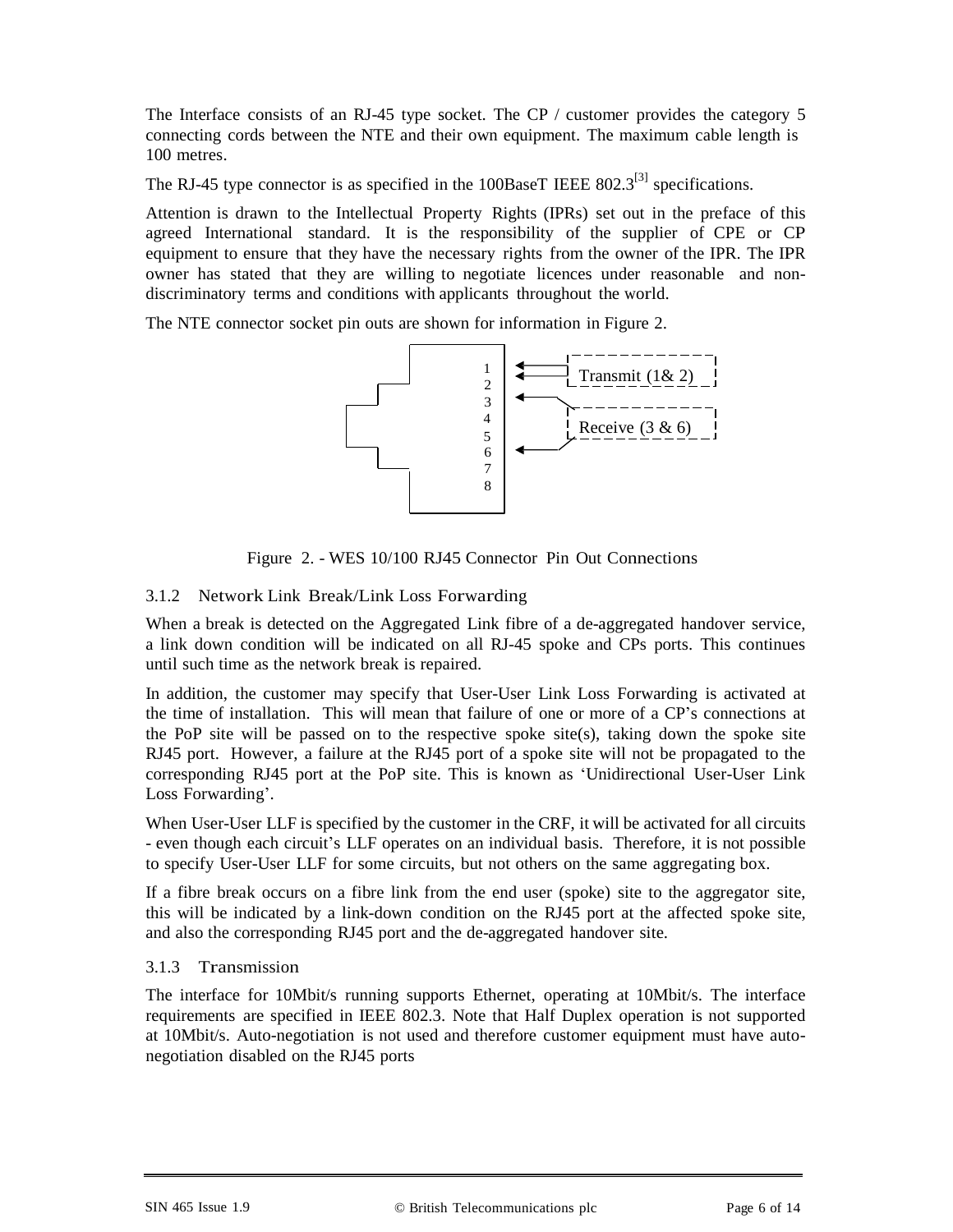The Interface consists of an RJ-45 type socket. The CP / customer provides the category 5 connecting cords between the NTE and their own equipment. The maximum cable length is 100 metres.

The RJ-45 type connector is as specified in the 100BaseT IEEE 802.3[3] specifications.

Attention is drawn to the Intellectual Property Rights (IPRs) set out in the preface of this agreed International standard. It is the responsibility of the supplier of CPE or CP equipment to ensure that they have the necessary rights from the owner of the IPR. The IPR owner has stated that they are willing to negotiate licences under reasonable and non-discriminatory terms and conditions with applicants throughout the world.

The NTE connector socket pin outs are shown for information in Figure 2.

1
2
3
4
5
6
7
8

Transmit (1& 2)

Receive (3 & 6)

Figure 2. - WES 10/100 RJ45 Connector Pin Out Connections

### 3.1.2 Network Link Break/Link Loss Forwarding

When a break is detected on the Aggregated Link fibre of a de-aggregated handover service, a link down condition will be indicated on all RJ-45 spoke and CPs ports. This continues until such time as the network break is repaired.

In addition, the customer may specify that User-User Link Loss Forwarding is activated at the time of installation. This will mean that failure of one or more of a CP's connections at the PoP site will be passed on to the respective spoke site(s), taking down the spoke site RJ45 port. However, a failure at the RJ45 port of a spoke site will not be propagated to the corresponding RJ45 port at the PoP site. This is known as 'Unidirectional User-User Link Loss Forwarding'.

When User-User LLF is specified by the customer in the CRF, it will be activated for all circuits - even though each circuit's LLF operates on an individual basis. Therefore, it is not possible to specify User-User LLF for some circuits, but not others on the same aggregating box.

If a fibre break occurs on a fibre link from the end user (spoke) site to the aggregator site, this will be indicated by a link-down condition on the RJ45 port at the affected spoke site, and also the corresponding RJ45 port and the de-aggregated handover site.

### 3.1.3 Transmission

The interface for 10Mbit/s running supports Ethernet, operating at 10Mbit/s. The interface requirements are specified in IEEE 802.3. Note that Half Duplex operation is not supported at 10Mbit/s. Auto-negotiation is not used and therefore customer equipment must have auto-negotiation disabled on the RJ45 ports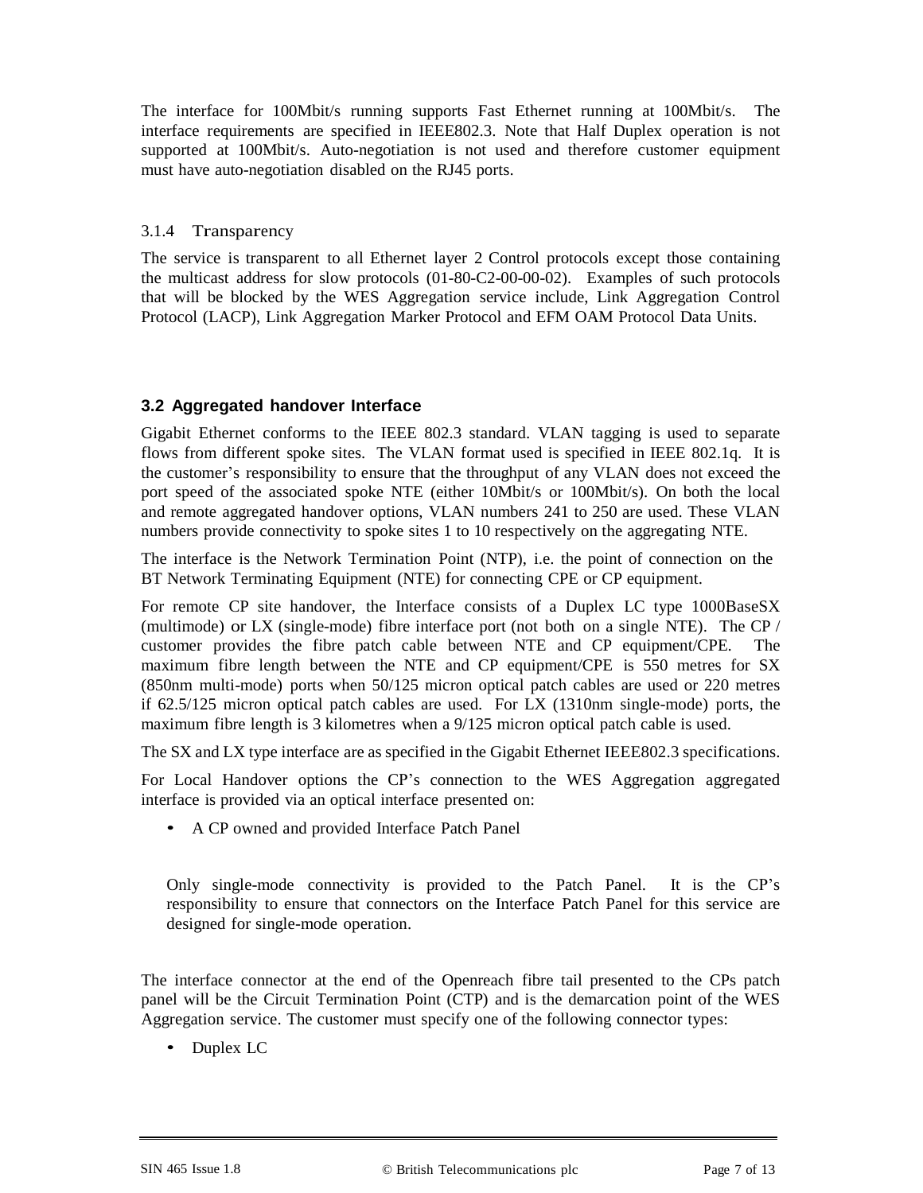The interface for 100Mbit/s running supports Fast Ethernet running at 100Mbit/s. The interface requirements are specified in IEEE802.3. Note that Half Duplex operation is not supported at 100Mbit/s. Auto-negotiation is not used and therefore customer equipment must have auto-negotiation disabled on the RJ45 ports.

#### 3.1.4 Transparency

The service is transparent to all Ethernet layer 2 Control protocols except those containing the multicast address for slow protocols (01-80-C2-00-00-02). Examples of such protocols that will be blocked by the WES Aggregation service include, Link Aggregation Control Protocol (LACP), Link Aggregation Marker Protocol and EFM OAM Protocol Data Units.

### 3.2 Aggregated handover Interface

Gigabit Ethernet conforms to the IEEE 802.3 standard. VLAN tagging is used to separate flows from different spoke sites. The VLAN format used is specified in IEEE 802.1q. It is the customer's responsibility to ensure that the throughput of any VLAN does not exceed the port speed of the associated spoke NTE (either 10Mbit/s or 100Mbit/s). On both the local and remote aggregated handover options, VLAN numbers 241 to 250 are used. These VLAN numbers provide connectivity to spoke sites 1 to 10 respectively on the aggregating NTE.

The interface is the Network Termination Point (NTP), i.e. the point of connection on the BT Network Terminating Equipment (NTE) for connecting CPE or CP equipment.

For remote CP site handover, the Interface consists of a Duplex LC type 1000BaseSX (multimode) or LX (single-mode) fibre interface port (not both on a single NTE). The CP / customer provides the fibre patch cable between NTE and CP equipment/CPE. The maximum fibre length between the NTE and CP equipment/CPE is 550 metres for SX (850nm multi-mode) ports when 50/125 micron optical patch cables are used or 220 metres if 62.5/125 micron optical patch cables are used. For LX (1310nm single-mode) ports, the maximum fibre length is 3 kilometres when a 9/125 micron optical patch cable is used.

The SX and LX type interface are as specified in the Gigabit Ethernet IEEE802.3 specifications.

For Local Handover options the CP's connection to the WES Aggregation aggregated interface is provided via an optical interface presented on:

- A CP owned and provided Interface Patch Panel

  Only single-mode connectivity is provided to the Patch Panel. It is the CP's responsibility to ensure that connectors on the Interface Patch Panel for this service are designed for single-mode operation.

The interface connector at the end of the Openreach fibre tail presented to the CPs patch panel will be the Circuit Termination Point (CTP) and is the demarcation point of the WES Aggregation service. The customer must specify one of the following connector types:

- Duplex LC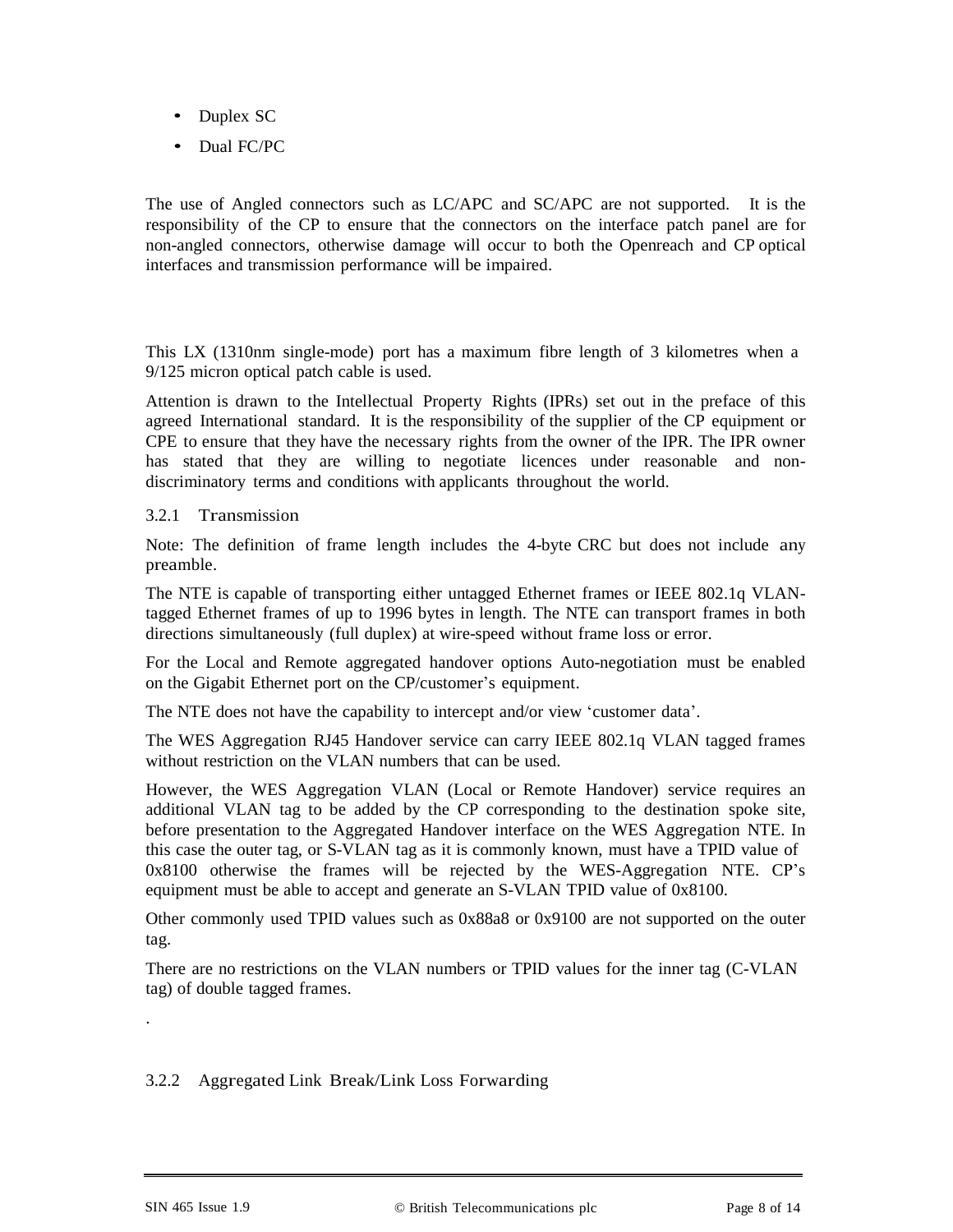- Duplex SC
- Dual FC/PC

The use of Angled connectors such as LC/APC and SC/APC are not supported. It is the responsibility of the CP to ensure that the connectors on the interface patch panel are for non-angled connectors, otherwise damage will occur to both the Openreach and CP optical interfaces and transmission performance will be impaired.

This LX (1310nm single-mode) port has a maximum fibre length of 3 kilometres when a 9/125 micron optical patch cable is used.

Attention is drawn to the Intellectual Property Rights (IPRs) set out in the preface of this agreed International standard. It is the responsibility of the supplier of the CP equipment or CPE to ensure that they have the necessary rights from the owner of the IPR. The IPR owner has stated that they are willing to negotiate licences under reasonable and non-discriminatory terms and conditions with applicants throughout the world.

### 3.2.1 Transmission

Note: The definition of frame length includes the 4-byte CRC but does not include any preamble.

The NTE is capable of transporting either untagged Ethernet frames or IEEE 802.1q VLAN-tagged Ethernet frames of up to 1996 bytes in length. The NTE can transport frames in both directions simultaneously (full duplex) at wire-speed without frame loss or error.

For the Local and Remote aggregated handover options Auto-negotiation must be enabled on the Gigabit Ethernet port on the CP/customer's equipment.

The NTE does not have the capability to intercept and/or view 'customer data'.

The WES Aggregation RJ45 Handover service can carry IEEE 802.1q VLAN tagged frames without restriction on the VLAN numbers that can be used.

However, the WES Aggregation VLAN (Local or Remote Handover) service requires an additional VLAN tag to be added by the CP corresponding to the destination spoke site, before presentation to the Aggregated Handover interface on the WES Aggregation NTE. In this case the outer tag, or S-VLAN tag as it is commonly known, must have a TPID value of 0x8100 otherwise the frames will be rejected by the WES-Aggregation NTE. CP's equipment must be able to accept and generate an S-VLAN TPID value of 0x8100.

Other commonly used TPID values such as 0x88a8 or 0x9100 are not supported on the outer tag.

There are no restrictions on the VLAN numbers or TPID values for the inner tag (C-VLAN tag) of double tagged frames.

.

### 3.2.2 Aggregated Link Break/Link Loss Forwarding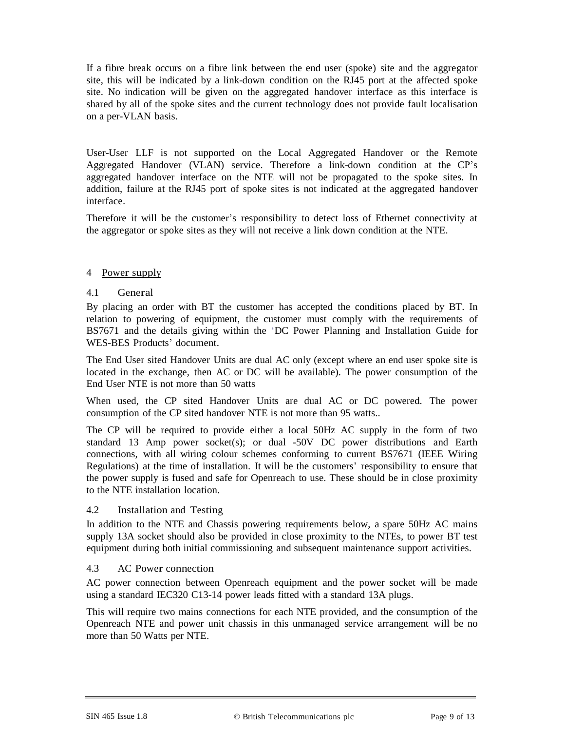If a fibre break occurs on a fibre link between the end user (spoke) site and the aggregator site, this will be indicated by a link-down condition on the RJ45 port at the affected spoke site. No indication will be given on the aggregated handover interface as this interface is shared by all of the spoke sites and the current technology does not provide fault localisation on a per-VLAN basis.

User-User LLF is not supported on the Local Aggregated Handover or the Remote Aggregated Handover (VLAN) service. Therefore a link-down condition at the CP's aggregated handover interface on the NTE will not be propagated to the spoke sites. In addition, failure at the RJ45 port of spoke sites is not indicated at the aggregated handover interface.

Therefore it will be the customer's responsibility to detect loss of Ethernet connectivity at the aggregator or spoke sites as they will not receive a link down condition at the NTE.

# 4 Power supply

## 4.1 General

By placing an order with BT the customer has accepted the conditions placed by BT. In relation to powering of equipment, the customer must comply with the requirements of BS7671 and the details giving within the 'DC Power Planning and Installation Guide for WES-BES Products' document.

The End User sited Handover Units are dual AC only (except where an end user spoke site is located in the exchange, then AC or DC will be available). The power consumption of the End User NTE is not more than 50 watts

When used, the CP sited Handover Units are dual AC or DC powered. The power consumption of the CP sited handover NTE is not more than 95 watts..

The CP will be required to provide either a local 50Hz AC supply in the form of two standard 13 Amp power socket(s); or dual -50V DC power distributions and Earth connections, with all wiring colour schemes conforming to current BS7671 (IEEE Wiring Regulations) at the time of installation. It will be the customers' responsibility to ensure that the power supply is fused and safe for Openreach to use. These should be in close proximity to the NTE installation location.

## 4.2 Installation and Testing

In addition to the NTE and Chassis powering requirements below, a spare 50Hz AC mains supply 13A socket should also be provided in close proximity to the NTEs, to power BT test equipment during both initial commissioning and subsequent maintenance support activities.

## 4.3 AC Power connection

AC power connection between Openreach equipment and the power socket will be made using a standard IEC320 C13-14 power leads fitted with a standard 13A plugs.

This will require two mains connections for each NTE provided, and the consumption of the Openreach NTE and power unit chassis in this unmanaged service arrangement will be no more than 50 Watts per NTE.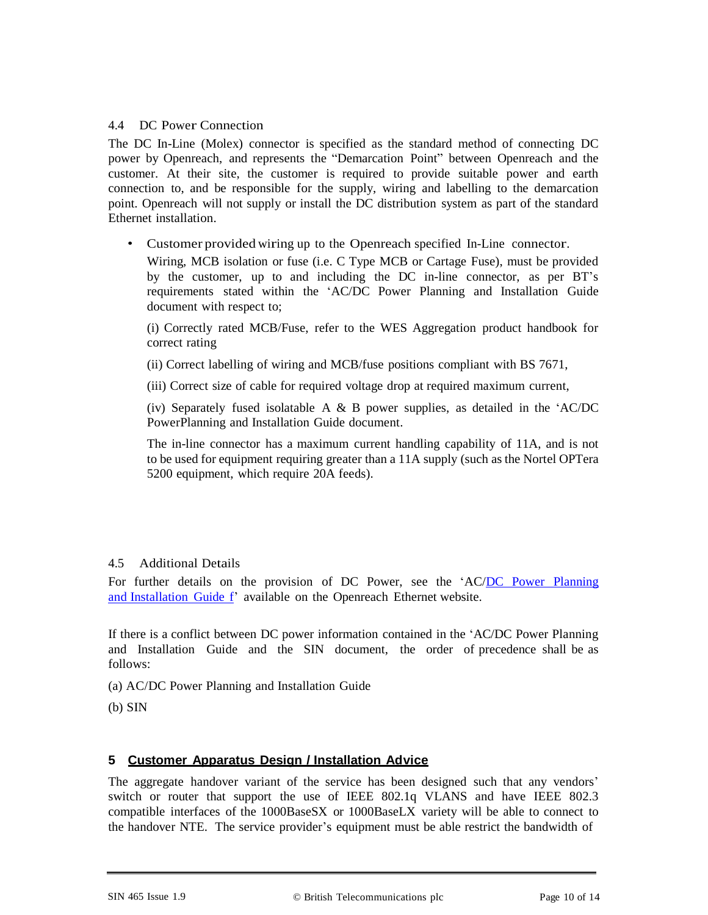### 4.4 DC Power Connection

The DC In-Line (Molex) connector is specified as the standard method of connecting DC power by Openreach, and represents the "Demarcation Point" between Openreach and the customer. At their site, the customer is required to provide suitable power and earth connection to, and be responsible for the supply, wiring and labelling to the demarcation point. Openreach will not supply or install the DC distribution system as part of the standard Ethernet installation.

- Customer provided wiring up to the Openreach specified In-Line connector.

  Wiring, MCB isolation or fuse (i.e. C Type MCB or Cartage Fuse), must be provided by the customer, up to and including the DC in-line connector, as per BT's requirements stated within the 'AC/DC Power Planning and Installation Guide document with respect to;

  (i) Correctly rated MCB/Fuse, refer to the WES Aggregation product handbook for correct rating

  (ii) Correct labelling of wiring and MCB/fuse positions compliant with BS 7671,

  (iii) Correct size of cable for required voltage drop at required maximum current,

  (iv) Separately fused isolatable A & B power supplies, as detailed in the 'AC/DC PowerPlanning and Installation Guide document.

  The in-line connector has a maximum current handling capability of 11A, and is not to be used for equipment requiring greater than a 11A supply (such as the Nortel OPTera 5200 equipment, which require 20A feeds).

### 4.5 Additional Details

For further details on the provision of DC Power, see the 'AC/DC Power Planning and Installation Guide f' available on the Openreach Ethernet website.

If there is a conflict between DC power information contained in the 'AC/DC Power Planning and Installation Guide and the SIN document, the order of precedence shall be as follows:

(a) AC/DC Power Planning and Installation Guide

(b) SIN

## 5 Customer Apparatus Design / Installation Advice

The aggregate handover variant of the service has been designed such that any vendors' switch or router that support the use of IEEE 802.1q VLANS and have IEEE 802.3 compatible interfaces of the 1000BaseSX or 1000BaseLX variety will be able to connect to the handover NTE. The service provider's equipment must be able restrict the bandwidth of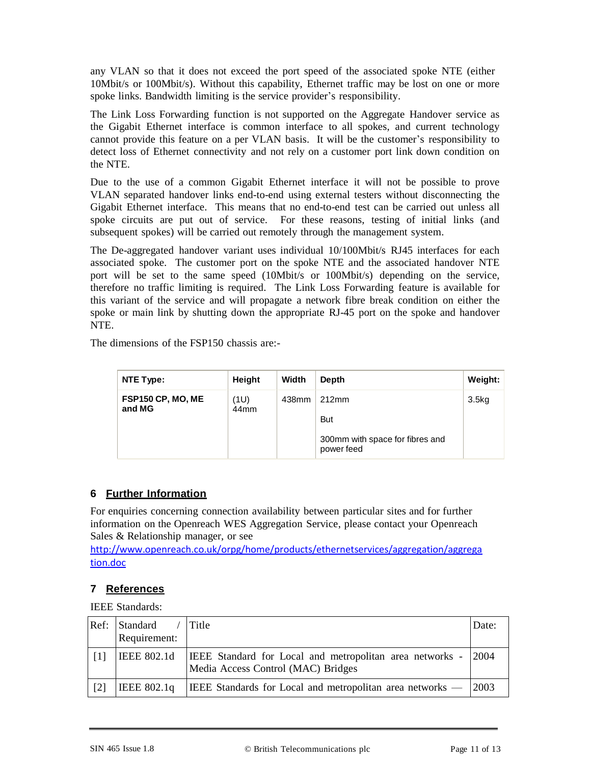any VLAN so that it does not exceed the port speed of the associated spoke NTE (either 10Mbit/s or 100Mbit/s). Without this capability, Ethernet traffic may be lost on one or more spoke links. Bandwidth limiting is the service provider's responsibility.

The Link Loss Forwarding function is not supported on the Aggregate Handover service as the Gigabit Ethernet interface is common interface to all spokes, and current technology cannot provide this feature on a per VLAN basis. It will be the customer's responsibility to detect loss of Ethernet connectivity and not rely on a customer port link down condition on the NTE.

Due to the use of a common Gigabit Ethernet interface it will not be possible to prove VLAN separated handover links end-to-end using external testers without disconnecting the Gigabit Ethernet interface. This means that no end-to-end test can be carried out unless all spoke circuits are put out of service. For these reasons, testing of initial links (and subsequent spokes) will be carried out remotely through the management system.

The De-aggregated handover variant uses individual 10/100Mbit/s RJ45 interfaces for each associated spoke. The customer port on the spoke NTE and the associated handover NTE port will be set to the same speed (10Mbit/s or 100Mbit/s) depending on the service, therefore no traffic limiting is required. The Link Loss Forwarding feature is available for this variant of the service and will propagate a network fibre break condition on either the spoke or main link by shutting down the appropriate RJ-45 port on the spoke and handover NTE.

The dimensions of the FSP150 chassis are:-

| NTE Type: | Height | Width | Depth | Weight: |
|---|---|---|---|---|
| FSP150 CP, MO, ME and MG | (1U) 44mm | 438mm | 212mm<br><br>But<br><br>300mm with space for fibres and power feed | 3.5kg |

## 6 Further Information

For enquiries concerning connection availability between particular sites and for further information on the Openreach WES Aggregation Service, please contact your Openreach Sales & Relationship manager, or see

http://www.openreach.co.uk/orpg/home/products/ethernetservices/aggregation/aggregation.doc

## 7 References

IEEE Standards:

| Ref: | Standard / Requirement: | Title | Date: |
|---|---|---|---|
| [1] | IEEE 802.1d | IEEE Standard for Local and metropolitan area networks - Media Access Control (MAC) Bridges | 2004 |
| [2] | IEEE 802.1q | IEEE Standards for Local and metropolitan area networks — | 2003 |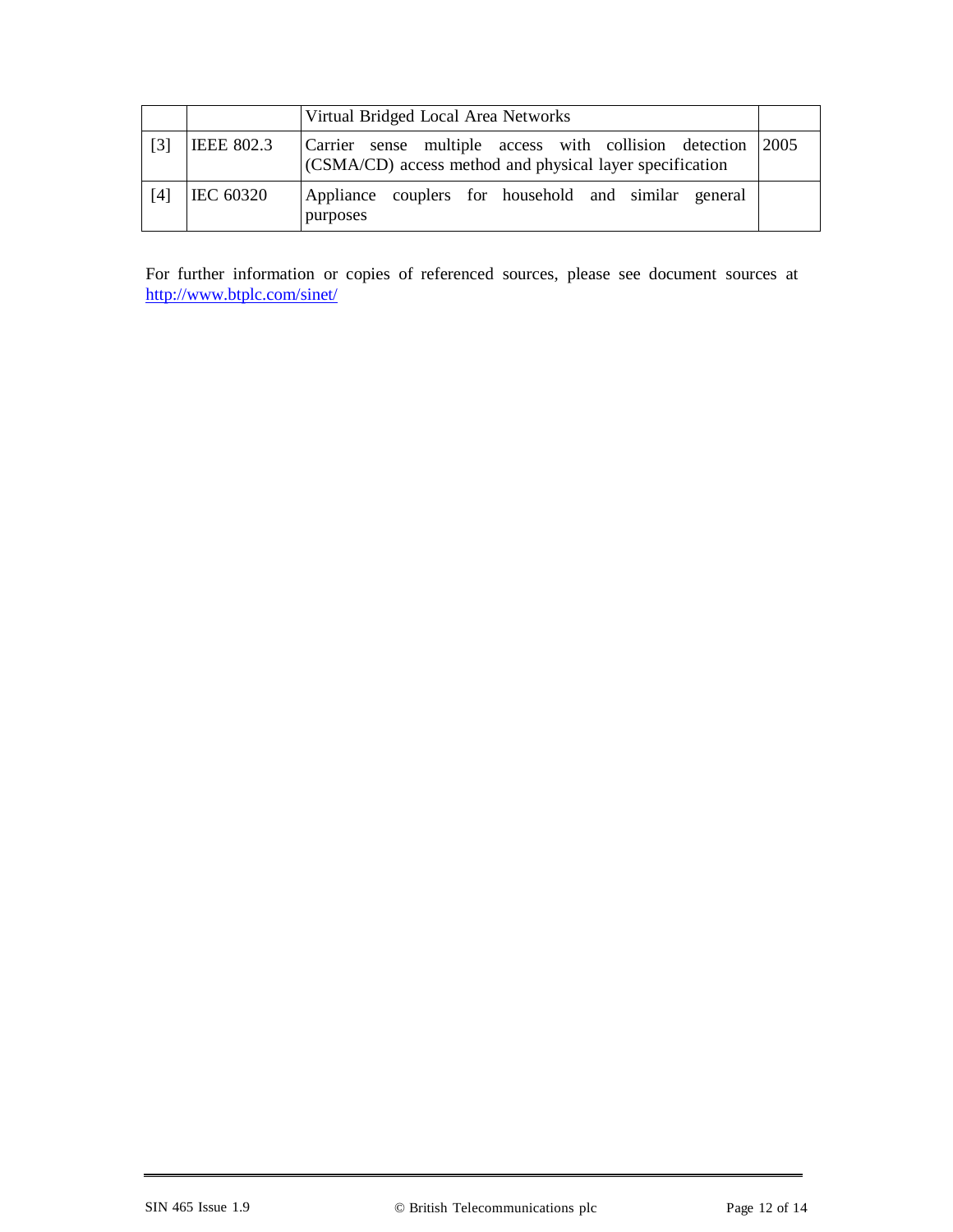| | | | |
|---|---|---|---|
| | | Virtual Bridged Local Area Networks | |
| [3] | IEEE 802.3 | Carrier sense multiple access with collision detection (CSMA/CD) access method and physical layer specification | 2005 |
| [4] | IEC 60320 | Appliance couplers for household and similar general purposes | |

For further information or copies of referenced sources, please see document sources at http://www.btplc.com/sinet/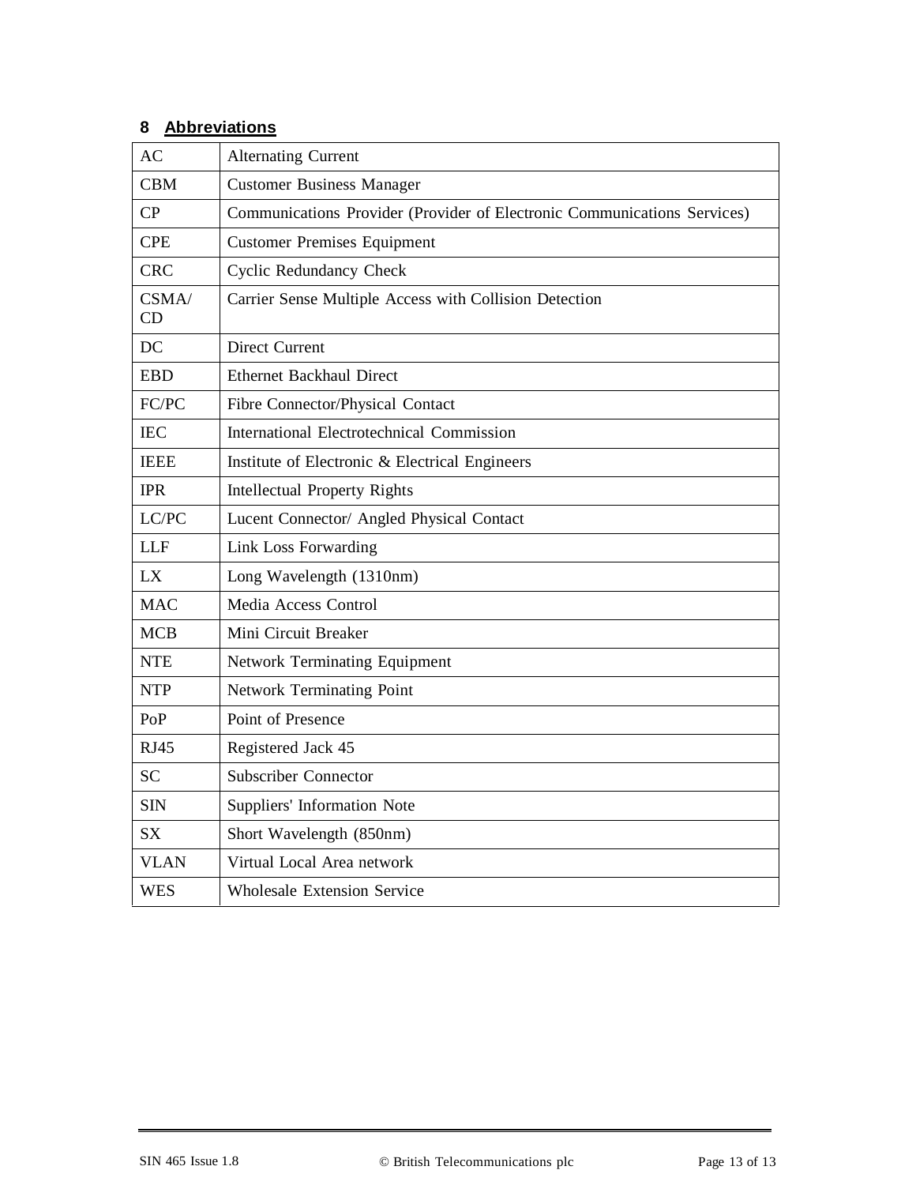## 8 Abbreviations

| | |
|---|---|
| AC | Alternating Current |
| CBM | Customer Business Manager |
| CP | Communications Provider (Provider of Electronic Communications Services) |
| CPE | Customer Premises Equipment |
| CRC | Cyclic Redundancy Check |
| CSMA/CD | Carrier Sense Multiple Access with Collision Detection |
| DC | Direct Current |
| EBD | Ethernet Backhaul Direct |
| FC/PC | Fibre Connector/Physical Contact |
| IEC | International Electrotechnical Commission |
| IEEE | Institute of Electronic & Electrical Engineers |
| IPR | Intellectual Property Rights |
| LC/PC | Lucent Connector/ Angled Physical Contact |
| LLF | Link Loss Forwarding |
| LX | Long Wavelength (1310nm) |
| MAC | Media Access Control |
| MCB | Mini Circuit Breaker |
| NTE | Network Terminating Equipment |
| NTP | Network Terminating Point |
| PoP | Point of Presence |
| RJ45 | Registered Jack 45 |
| SC | Subscriber Connector |
| SIN | Suppliers' Information Note |
| SX | Short Wavelength (850nm) |
| VLAN | Virtual Local Area network |
| WES | Wholesale Extension Service |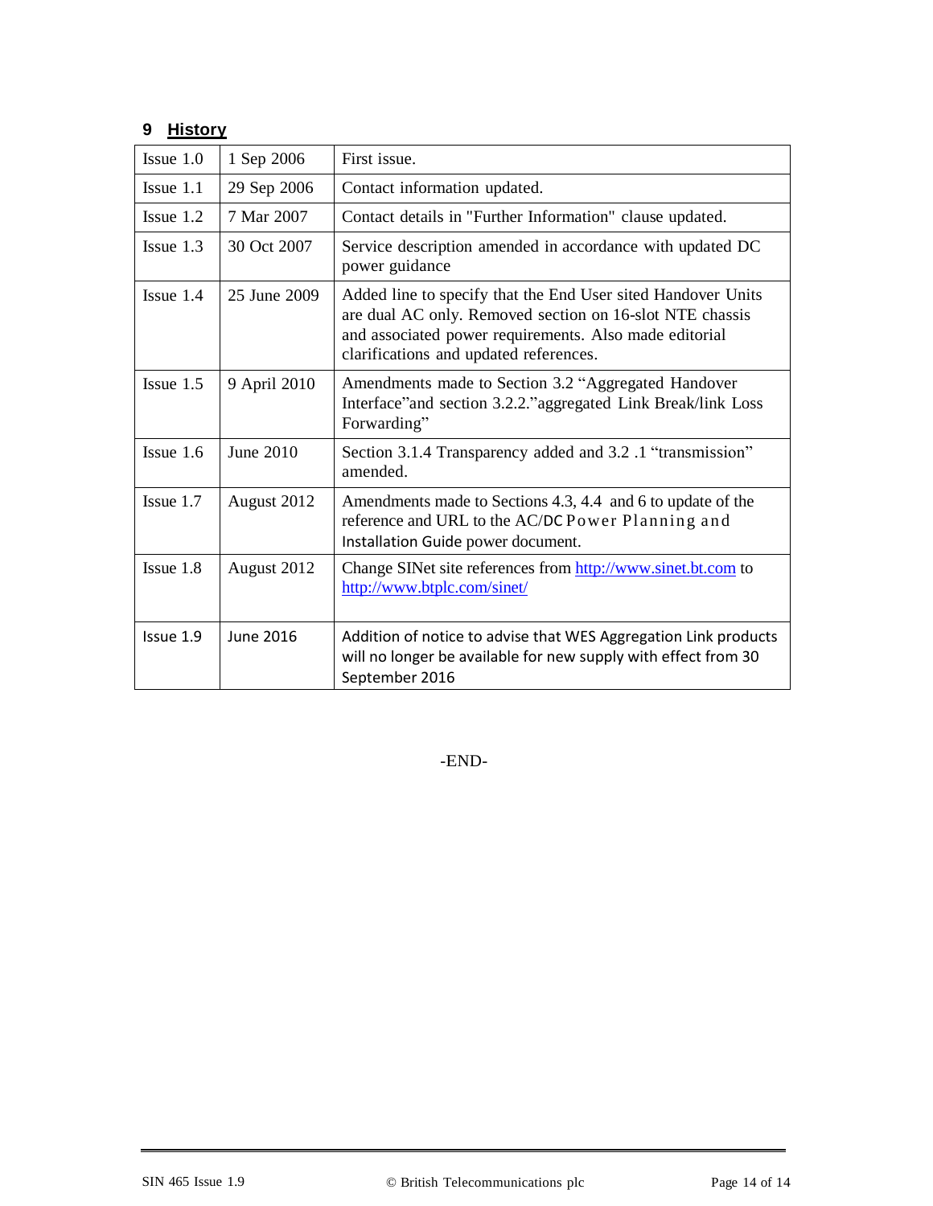## 9 History

| | | |
|---|---|---|
| Issue 1.0 | 1 Sep 2006 | First issue. |
| Issue 1.1 | 29 Sep 2006 | Contact information updated. |
| Issue 1.2 | 7 Mar 2007 | Contact details in "Further Information" clause updated. |
| Issue 1.3 | 30 Oct 2007 | Service description amended in accordance with updated DC power guidance |
| Issue 1.4 | 25 June 2009 | Added line to specify that the End User sited Handover Units are dual AC only. Removed section on 16-slot NTE chassis and associated power requirements. Also made editorial clarifications and updated references. |
| Issue 1.5 | 9 April 2010 | Amendments made to Section 3.2 "Aggregated Handover Interface"and section 3.2.2."aggregated Link Break/link Loss Forwarding" |
| Issue 1.6 | June 2010 | Section 3.1.4 Transparency added and 3.2 .1 "transmission" amended. |
| Issue 1.7 | August 2012 | Amendments made to Sections 4.3, 4.4 and 6 to update of the reference and URL to the AC/DC Power Planning and Installation Guide power document. |
| Issue 1.8 | August 2012 | Change SINet site references from http://www.sinet.bt.com to http://www.btplc.com/sinet/ |
| Issue 1.9 | June 2016 | Addition of notice to advise that WES Aggregation Link products will no longer be available for new supply with effect from 30 September 2016 |

-END-